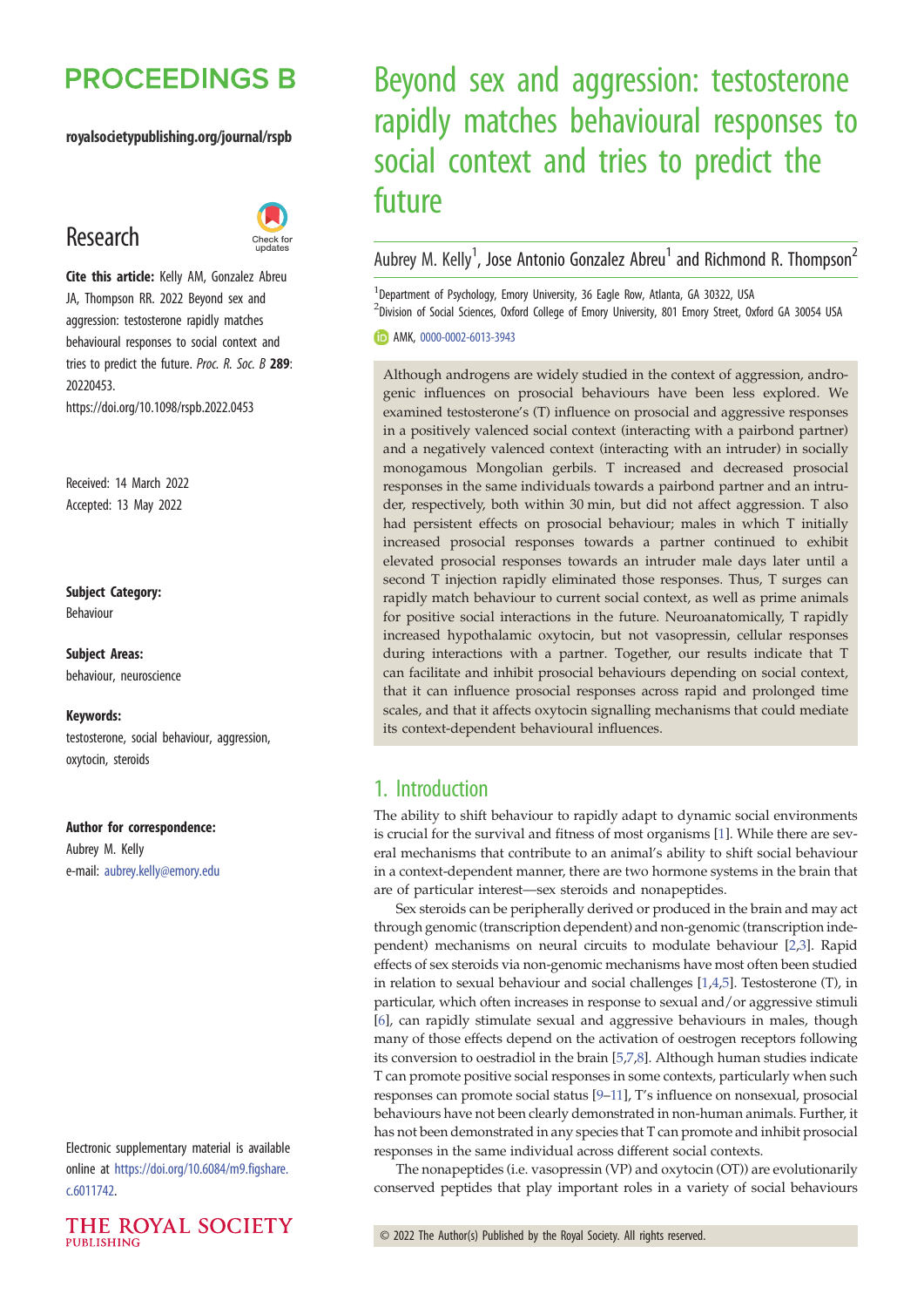# Beyond sex and aggression: testosterone rapidly matches behavioural responses to social context and tries to predict the future

Aubrey M. Kelly[1], Jose Antonio Gonzalez Abreu[1] and Richmond R. Thompson[2]

[1]Department of Psychology, Emory University, 36 Eagle Row, Atlanta, GA 30322, USA
[2]Division of Social Sciences, Oxford College of Emory University, 801 Emory Street, Oxford GA 30054 USA

AMK, 0000-0002-6013-3943

**Research**

**Cite this article:** Kelly AM, Gonzalez Abreu JA, Thompson RR. 2022 Beyond sex and aggression: testosterone rapidly matches behavioural responses to social context and tries to predict the future. *Proc. R. Soc. B* **289**: 20220453. https://doi.org/10.1098/rspb.2022.0453

Received: 14 March 2022
Accepted: 13 May 2022

**Subject Category:**
Behaviour

**Subject Areas:**
behaviour, neuroscience

**Keywords:**
testosterone, social behaviour, aggression, oxytocin, steroids

**Author for correspondence:**
Aubrey M. Kelly
e-mail: aubrey.kelly@emory.edu

Electronic supplementary material is available online at https://doi.org/10.6084/m9.figshare.c.6011742.

Although androgens are widely studied in the context of aggression, androgenic influences on prosocial behaviours have been less explored. We examined testosterone's (T) influence on prosocial and aggressive responses in a positively valenced social context (interacting with a pairbond partner) and a negatively valenced context (interacting with an intruder) in socially monogamous Mongolian gerbils. T increased and decreased prosocial responses in the same individuals towards a pairbond partner and an intruder, respectively, both within 30 min, but did not affect aggression. T also had persistent effects on prosocial behaviour; males in which T initially increased prosocial responses towards a partner continued to exhibit elevated prosocial responses towards an intruder male days later until a second T injection rapidly eliminated those responses. Thus, T surges can rapidly match behaviour to current social context, as well as prime animals for positive social interactions in the future. Neuroanatomically, T rapidly increased hypothalamic oxytocin, but not vasopressin, cellular responses during interactions with a partner. Together, our results indicate that T can facilitate and inhibit prosocial behaviours depending on social context, that it can influence prosocial responses across rapid and prolonged time scales, and that it affects oxytocin signalling mechanisms that could mediate its context-dependent behavioural influences.

## 1. Introduction

The ability to shift behaviour to rapidly adapt to dynamic social environments is crucial for the survival and fitness of most organisms [1]. While there are several mechanisms that contribute to an animal's ability to shift social behaviour in a context-dependent manner, there are two hormone systems in the brain that are of particular interest—sex steroids and nonapeptides.

Sex steroids can be peripherally derived or produced in the brain and may act through genomic (transcription dependent) and non-genomic (transcription independent) mechanisms on neural circuits to modulate behaviour [2,3]. Rapid effects of sex steroids via non-genomic mechanisms have most often been studied in relation to sexual behaviour and social challenges [1,4,5]. Testosterone (T), in particular, which often increases in response to sexual and/or aggressive stimuli [6], can rapidly stimulate sexual and aggressive behaviours in males, though many of those effects depend on the activation of oestrogen receptors following its conversion to oestradiol in the brain [5,7,8]. Although human studies indicate T can promote positive social responses in some contexts, particularly when such responses can promote social status [9–11], T's influence on nonsexual, prosocial behaviours have not been clearly demonstrated in non-human animals. Further, it has not been demonstrated in any species that T can promote and inhibit prosocial responses in the same individual across different social contexts.

The nonapeptides (i.e. vasopressin (VP) and oxytocin (OT)) are evolutionarily conserved peptides that play important roles in a variety of social behaviours

© 2022 The Author(s) Published by the Royal Society. All rights reserved.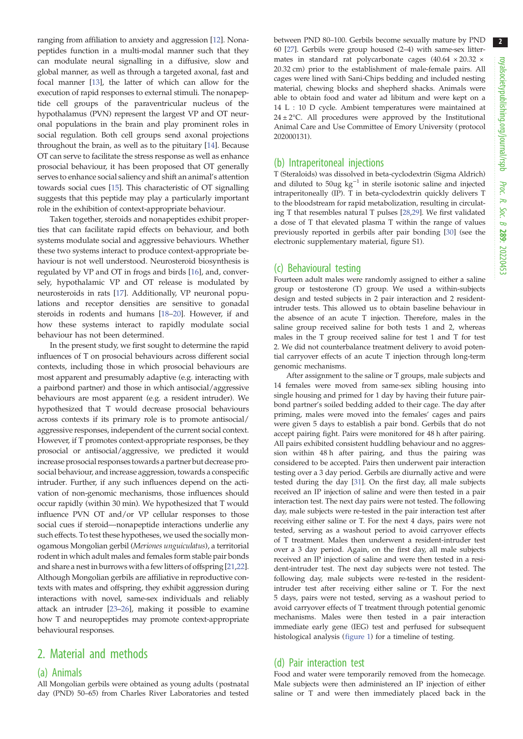ranging from affiliation to anxiety and aggression [12]. Nonapeptides function in a multi-modal manner such that they can modulate neural signalling in a diffusive, slow and global manner, as well as through a targeted axonal, fast and focal manner [13], the latter of which can allow for the execution of rapid responses to external stimuli. The nonapeptide cell groups of the paraventricular nucleus of the hypothalamus (PVN) represent the largest VP and OT neuronal populations in the brain and play prominent roles in social regulation. Both cell groups send axonal projections throughout the brain, as well as to the pituitary [14]. Because OT can serve to facilitate the stress response as well as enhance prosocial behaviour, it has been proposed that OT generally serves to enhance social saliency and shift an animal's attention towards social cues [15]. This characteristic of OT signalling suggests that this peptide may play a particularly important role in the exhibition of context-appropriate behaviour.

Taken together, steroids and nonapeptides exhibit properties that can facilitate rapid effects on behaviour, and both systems modulate social and aggressive behaviours. Whether these two systems interact to produce context-appropriate behaviour is not well understood. Neurosteroid biosynthesis is regulated by VP and OT in frogs and birds [16], and, conversely, hypothalamic VP and OT release is modulated by neurosteroids in rats [17]. Additionally, VP neuronal populations and receptor densities are sensitive to gonadal steroids in rodents and humans [18–20]. However, if and how these systems interact to rapidly modulate social behaviour has not been determined.

In the present study, we first sought to determine the rapid influences of T on prosocial behaviours across different social contexts, including those in which prosocial behaviours are most apparent and presumably adaptive (e.g. interacting with a pairbond partner) and those in which antisocial/aggressive behaviours are most apparent (e.g. a resident intruder). We hypothesized that T would decrease prosocial behaviours across contexts if its primary role is to promote antisocial/aggressive responses, independent of the current social context. However, if T promotes context-appropriate responses, be they prosocial or antisocial/aggressive, we predicted it would increase prosocial responses towards a partner but decrease prosocial behaviour, and increase aggression, towards a conspecific intruder. Further, if any such influences depend on the activation of non-genomic mechanisms, those influences should occur rapidly (within 30 min). We hypothesized that T would influence PVN OT and/or VP cellular responses to those social cues if steroid—nonapeptide interactions underlie any such effects. To test these hypotheses, we used the socially monogamous Mongolian gerbil (*Meriones unguiculatus*), a territorial rodent in which adult males and females form stable pair bonds and share a nest in burrows with a few litters of offspring [21,22]. Although Mongolian gerbils are affiliative in reproductive contexts with mates and offspring, they exhibit aggression during interactions with novel, same-sex individuals and reliably attack an intruder [23–26], making it possible to examine how T and neuropeptides may promote context-appropriate behavioural responses.

## 2. Material and methods

### (a) Animals

All Mongolian gerbils were obtained as young adults (postnatal day (PND) 50–65) from Charles River Laboratories and tested between PND 80–100. Gerbils become sexually mature by PND 60 [27]. Gerbils were group housed (2–4) with same-sex littermates in standard rat polycarbonate cages (40.64 × 20.32 × 20.32 cm) prior to the establishment of male-female pairs. All cages were lined with Sani-Chips bedding and included nesting material, chewing blocks and shepherd shacks. Animals were able to obtain food and water ad libitum and were kept on a 14 L : 10 D cycle. Ambient temperatures were maintained at 24 ± 2°C. All procedures were approved by the Institutional Animal Care and Use Committee of Emory University (protocol 202000131).

### (b) Intraperitoneal injections

T (Steraloids) was dissolved in beta-cyclodextrin (Sigma Aldrich) and diluted to 50ug $kg^{-1}$ in sterile isotonic saline and injected intraperitoneally (IP). T in beta-cyclodextrin quickly delivers T to the bloodstream for rapid metabolization, resulting in circulating T that resembles natural T pulses [28,29]. We first validated a dose of T that elevated plasma T within the range of values previously reported in gerbils after pair bonding [30] (see the electronic supplementary material, figure S1).

### (c) Behavioural testing

Fourteen adult males were randomly assigned to either a saline group or testosterone (T) group. We used a within-subjects design and tested subjects in 2 pair interaction and 2 resident-intruder tests. This allowed us to obtain baseline behaviour in the absence of an acute T injection. Therefore, males in the saline group received saline for both tests 1 and 2, whereas males in the T group received saline for test 1 and T for test 2. We did not counterbalance treatment delivery to avoid potential carryover effects of an acute T injection through long-term genomic mechanisms.

After assignment to the saline or T groups, male subjects and 14 females were moved from same-sex sibling housing into single housing and primed for 1 day by having their future pair-bond partner's soiled bedding added to their cage. The day after priming, males were moved into the females' cages and pairs were given 5 days to establish a pair bond. Gerbils that do not accept pairing fight. Pairs were monitored for 48 h after pairing. All pairs exhibited consistent huddling behaviour and no aggression within 48 h after pairing, and thus the pairing was considered to be accepted. Pairs then underwent pair interaction testing over a 3 day period. Gerbils are diurnally active and were tested during the day [31]. On the first day, all male subjects received an IP injection of saline and were then tested in a pair interaction test. The next day pairs were not tested. The following day, male subjects were re-tested in the pair interaction test after receiving either saline or T. For the next 4 days, pairs were not tested, serving as a washout period to avoid carryover effects of T treatment. Males then underwent a resident-intruder test over a 3 day period. Again, on the first day, all male subjects received an IP injection of saline and were then tested in a resident-intruder test. The next day subjects were not tested. The following day, male subjects were re-tested in the resident-intruder test after receiving either saline or T. For the next 5 days, pairs were not tested, serving as a washout period to avoid carryover effects of T treatment through potential genomic mechanisms. Males were then tested in a pair interaction immediate early gene (IEG) test and perfused for subsequent histological analysis (figure 1) for a timeline of testing.

### (d) Pair interaction test

Food and water were temporarily removed from the homecage. Male subjects were then administered an IP injection of either saline or T and were then immediately placed back in the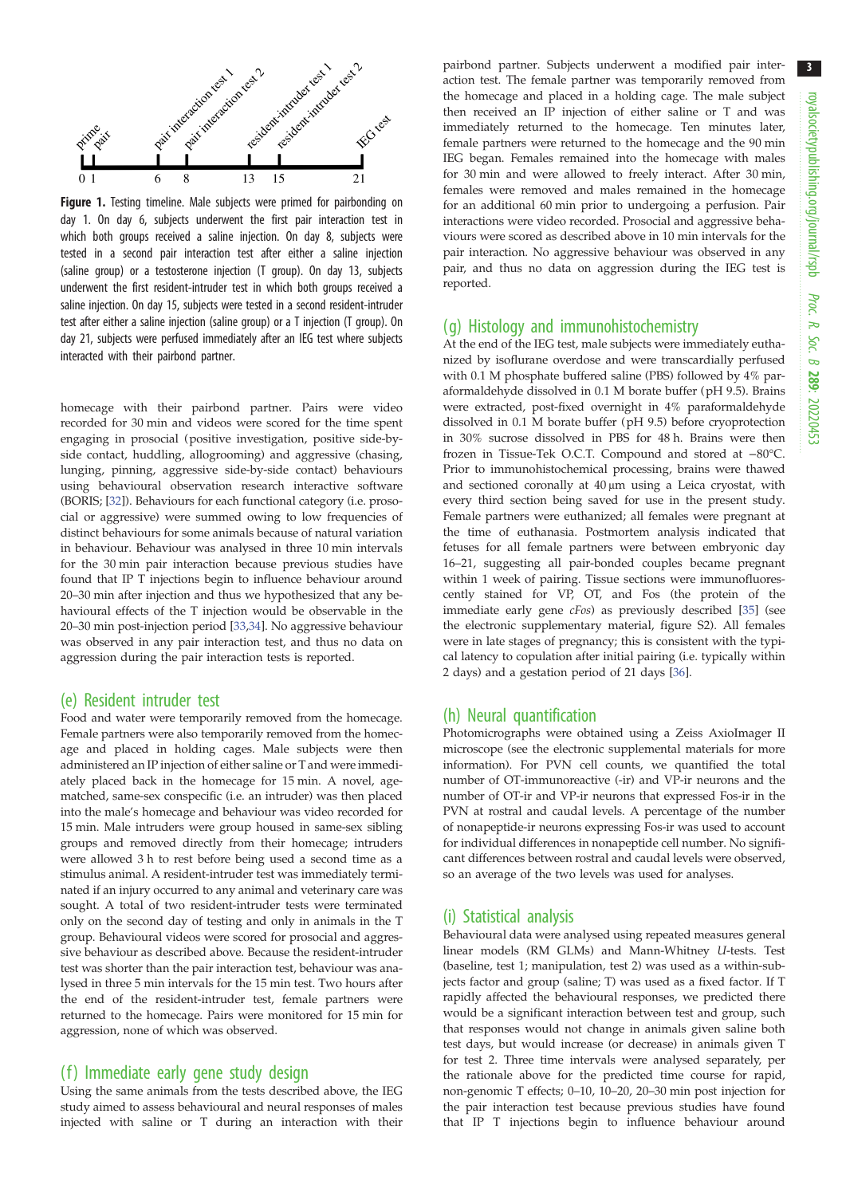**Figure 1.** Testing timeline. Male subjects were primed for pairbonding on day 1. On day 6, subjects underwent the first pair interaction test in which both groups received a saline injection. On day 8, subjects were tested in a second pair interaction test after either a saline injection (saline group) or a testosterone injection (T group). On day 13, subjects underwent the first resident-intruder test in which both groups received a saline injection. On day 15, subjects were tested in a second resident-intruder test after either a saline injection (saline group) or a T injection (T group). On day 21, subjects were perfused immediately after an IEG test where subjects interacted with their pairbond partner.

homecage with their pairbond partner. Pairs were video recorded for 30 min and videos were scored for the time spent engaging in prosocial (positive investigation, positive side-by-side contact, huddling, allogrooming) and aggressive (chasing, lunging, pinning, aggressive side-by-side contact) behaviours using behavioural observation research interactive software (BORIS; [32]). Behaviours for each functional category (i.e. prosocial or aggressive) were summed owing to low frequencies of distinct behaviours for some animals because of natural variation in behaviour. Behaviour was analysed in three 10 min intervals for the 30 min pair interaction because previous studies have found that IP T injections begin to influence behaviour around 20–30 min after injection and thus we hypothesized that any behavioural effects of the T injection would be observable in the 20–30 min post-injection period [33,34]. No aggressive behaviour was observed in any pair interaction test, and thus no data on aggression during the pair interaction tests is reported.

## (e) Resident intruder test

Food and water were temporarily removed from the homecage. Female partners were also temporarily removed from the homecage and placed in holding cages. Male subjects were then administered an IP injection of either saline or T and were immediately placed back in the homecage for 15 min. A novel, age-matched, same-sex conspecific (i.e. an intruder) was then placed into the male's homecage and behaviour was video recorded for 15 min. Male intruders were group housed in same-sex sibling groups and removed directly from their homecage; intruders were allowed 3 h to rest before being used a second time as a stimulus animal. A resident-intruder test was immediately terminated if an injury occurred to any animal and veterinary care was sought. A total of two resident-intruder tests were terminated only on the second day of testing and only in animals in the T group. Behavioural videos were scored for prosocial and aggressive behaviour as described above. Because the resident-intruder test was shorter than the pair interaction test, behaviour was analysed in three 5 min intervals for the 15 min test. Two hours after the end of the resident-intruder test, female partners were returned to the homecage. Pairs were monitored for 15 min for aggression, none of which was observed.

## (f) Immediate early gene study design

Using the same animals from the tests described above, the IEG study aimed to assess behavioural and neural responses of males injected with saline or T during an interaction with their pairbond partner. Subjects underwent a modified pair interaction test. The female partner was temporarily removed from the homecage and placed in a holding cage. The male subject then received an IP injection of either saline or T and was immediately returned to the homecage. Ten minutes later, female partners were returned to the homecage and the 90 min IEG began. Females remained into the homecage with males for 30 min and were allowed to freely interact. After 30 min, females were removed and males remained in the homecage for an additional 60 min prior to undergoing a perfusion. Pair interactions were video recorded. Prosocial and aggressive behaviours were scored as described above in 10 min intervals for the pair interaction. No aggressive behaviour was observed in any pair, and thus no data on aggression during the IEG test is reported.

## (g) Histology and immunohistochemistry

At the end of the IEG test, male subjects were immediately euthanized by isoflurane overdose and were transcardially perfused with 0.1 M phosphate buffered saline (PBS) followed by 4% paraformaldehyde dissolved in 0.1 M borate buffer (pH 9.5). Brains were extracted, post-fixed overnight in 4% paraformaldehyde dissolved in 0.1 M borate buffer (pH 9.5) before cryoprotection in 30% sucrose dissolved in PBS for 48 h. Brains were then frozen in Tissue-Tek O.C.T. Compound and stored at −80°C. Prior to immunohistochemical processing, brains were thawed and sectioned coronally at 40 µm using a Leica cryostat, with every third section being saved for use in the present study. Female partners were euthanized; all females were pregnant at the time of euthanasia. Postmortem analysis indicated that fetuses for all female partners were between embryonic day 16–21, suggesting all pair-bonded couples became pregnant within 1 week of pairing. Tissue sections were immunofluorescently stained for VP, OT, and Fos (the protein of the immediate early gene *cFos*) as previously described [35] (see the electronic supplementary material, figure S2). All females were in late stages of pregnancy; this is consistent with the typical latency to copulation after initial pairing (i.e. typically within 2 days) and a gestation period of 21 days [36].

## (h) Neural quantification

Photomicrographs were obtained using a Zeiss AxioImager II microscope (see the electronic supplemental materials for more information). For PVN cell counts, we quantified the total number of OT-immunoreactive (-ir) and VP-ir neurons and the number of OT-ir and VP-ir neurons that expressed Fos-ir in the PVN at rostral and caudal levels. A percentage of the number of nonapeptide-ir neurons expressing Fos-ir was used to account for individual differences in nonapeptide cell number. No significant differences between rostral and caudal levels were observed, so an average of the two levels was used for analyses.

## (i) Statistical analysis

Behavioural data were analysed using repeated measures general linear models (RM GLMs) and Mann-Whitney *U*-tests. Test (baseline, test 1; manipulation, test 2) was used as a within-subjects factor and group (saline; T) was used as a fixed factor. If T rapidly affected the behavioural responses, we predicted there would be a significant interaction between test and group, such that responses would not change in animals given saline both test days, but would increase (or decrease) in animals given T for test 2. Three time intervals were analysed separately, per the rationale above for the predicted time course for rapid, non-genomic T effects; 0–10, 10–20, 20–30 min post injection for the pair interaction test because previous studies have found that IP T injections begin to influence behaviour around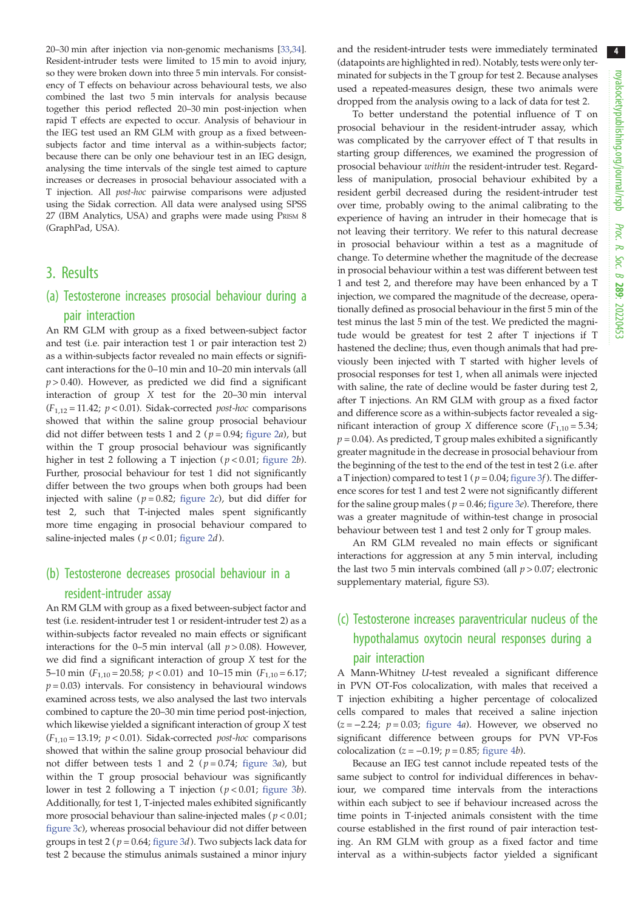20–30 min after injection via non-genomic mechanisms [33,34]. Resident-intruder tests were limited to 15 min to avoid injury, so they were broken down into three 5 min intervals. For consistency of T effects on behaviour across behavioural tests, we also combined the last two 5 min intervals for analysis because together this period reflected 20–30 min post-injection when rapid T effects are expected to occur. Analysis of behaviour in the IEG test used an RM GLM with group as a fixed between-subjects factor and time interval as a within-subjects factor; because there can be only one behaviour test in an IEG design, analysing the time intervals of the single test aimed to capture increases or decreases in prosocial behaviour associated with a T injection. All *post-hoc* pairwise comparisons were adjusted using the Sidak correction. All data were analysed using SPSS 27 (IBM Analytics, USA) and graphs were made using Prism 8 (GraphPad, USA).

## 3. Results

### (a) Testosterone increases prosocial behaviour during a pair interaction

An RM GLM with group as a fixed between-subject factor and test (i.e. pair interaction test 1 or pair interaction test 2) as a within-subjects factor revealed no main effects or significant interactions for the 0–10 min and 10–20 min intervals (all $p > 0.40$). However, as predicted we did find a significant interaction of group X test for the 20–30 min interval ($F_{1,12} = 11.42$; $p < 0.01$). Sidak-corrected *post-hoc* comparisons showed that within the saline group prosocial behaviour did not differ between tests 1 and 2 ($p = 0.94$; figure 2*a*), but within the T group prosocial behaviour was significantly higher in test 2 following a T injection ($p < 0.01$; figure 2*b*). Further, prosocial behaviour for test 1 did not significantly differ between the two groups when both groups had been injected with saline ($p = 0.82$; figure 2*c*), but did differ for test 2, such that T-injected males spent significantly more time engaging in prosocial behaviour compared to saline-injected males ($p < 0.01$; figure 2*d*).

### (b) Testosterone decreases prosocial behaviour in a resident-intruder assay

An RM GLM with group as a fixed between-subject factor and test (i.e. resident-intruder test 1 or resident-intruder test 2) as a within-subjects factor revealed no main effects or significant interactions for the 0–5 min interval (all $p > 0.08$). However, we did find a significant interaction of group X test for the 5–10 min ($F_{1,10} = 20.58$; $p < 0.01$) and 10–15 min ($F_{1,10} = 6.17$; $p = 0.03$) intervals. For consistency in behavioural windows examined across tests, we also analysed the last two intervals combined to capture the 20–30 min time period post-injection, which likewise yielded a significant interaction of group X test ($F_{1,10} = 13.19$; $p < 0.01$). Sidak-corrected *post-hoc* comparisons showed that within the saline group prosocial behaviour did not differ between tests 1 and 2 ($p = 0.74$; figure 3*a*), but within the T group prosocial behaviour was significantly lower in test 2 following a T injection ($p < 0.01$; figure 3*b*). Additionally, for test 1, T-injected males exhibited significantly more prosocial behaviour than saline-injected males ($p < 0.01$; figure 3*c*), whereas prosocial behaviour did not differ between groups in test 2 ($p = 0.64$; figure 3*d*). Two subjects lack data for test 2 because the stimulus animals sustained a minor injury and the resident-intruder tests were immediately terminated (datapoints are highlighted in red). Notably, tests were only terminated for subjects in the T group for test 2. Because analyses used a repeated-measures design, these two animals were dropped from the analysis owing to a lack of data for test 2.

To better understand the potential influence of T on prosocial behaviour in the resident-intruder assay, which was complicated by the carryover effect of T that results in starting group differences, we examined the progression of prosocial behaviour *within* the resident-intruder test. Regardless of manipulation, prosocial behaviour exhibited by a resident gerbil decreased during the resident-intruder test over time, probably owing to the animal calibrating to the experience of having an intruder in their homecage that is not leaving their territory. We refer to this natural decrease in prosocial behaviour within a test as a magnitude of change. To determine whether the magnitude of the decrease in prosocial behaviour within a test was different between test 1 and test 2, and therefore may have been enhanced by a T injection, we compared the magnitude of the decrease, operationally defined as prosocial behaviour in the first 5 min of the test minus the last 5 min of the test. We predicted the magnitude would be greatest for test 2 after T injections if T hastened the decline; thus, even though animals that had previously been injected with T started with higher levels of prosocial responses for test 1, when all animals were injected with saline, the rate of decline would be faster during test 2, after T injections. An RM GLM with group as a fixed factor and difference score as a within-subjects factor revealed a significant interaction of group X difference score ($F_{1,10} = 5.34$; $p = 0.04$). As predicted, T group males exhibited a significantly greater magnitude in the decrease in prosocial behaviour from the beginning of the test to the end of the test in test 2 (i.e. after a T injection) compared to test 1 ($p = 0.04$; figure 3*f*). The difference scores for test 1 and test 2 were not significantly different for the saline group males ($p = 0.46$; figure 3*e*). Therefore, there was a greater magnitude of within-test change in prosocial behaviour between test 1 and test 2 only for T group males.

An RM GLM revealed no main effects or significant interactions for aggression at any 5 min interval, including the last two 5 min intervals combined (all $p > 0.07$; electronic supplementary material, figure S3).

### (c) Testosterone increases paraventricular nucleus of the hypothalamus oxytocin neural responses during a pair interaction

A Mann-Whitney *U*-test revealed a significant difference in PVN OT-Fos colocalization, with males that received a T injection exhibiting a higher percentage of colocalized cells compared to males that received a saline injection ($z = -2.24$; $p = 0.03$; figure 4*a*). However, we observed no significant difference between groups for PVN VP-Fos colocalization ($z = -0.19$; $p = 0.85$; figure 4*b*).

Because an IEG test cannot include repeated tests of the same subject to control for individual differences in behaviour, we compared time intervals from the interactions within each subject to see if behaviour increased across the time points in T-injected animals consistent with the time course established in the first round of pair interaction testing. An RM GLM with group as a fixed factor and time interval as a within-subjects factor yielded a significant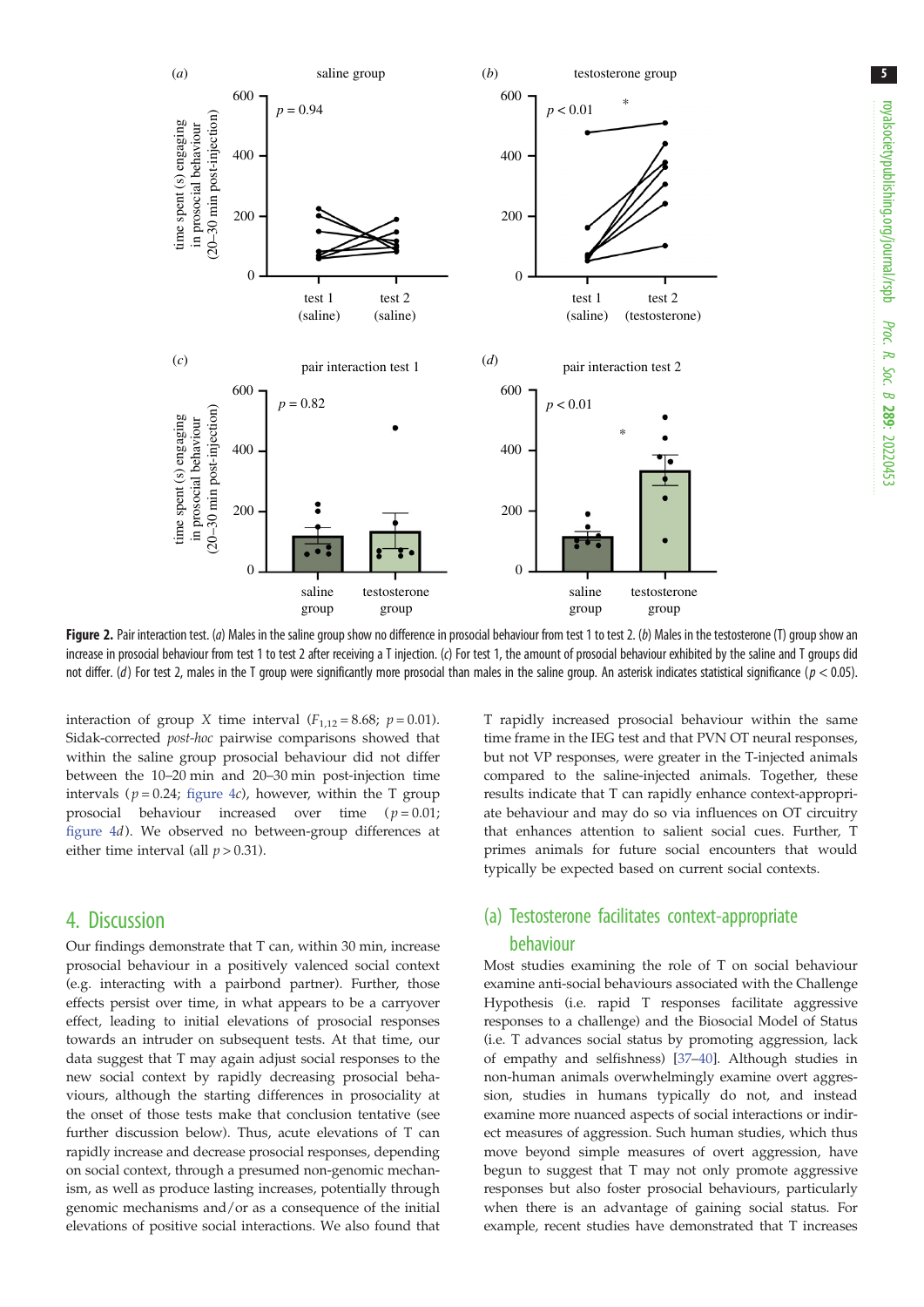**Figure 2.** Pair interaction test. (*a*) Males in the saline group show no difference in prosocial behaviour from test 1 to test 2. (*b*) Males in the testosterone (T) group show an increase in prosocial behaviour from test 1 to test 2 after receiving a T injection. (*c*) For test 1, the amount of prosocial behaviour exhibited by the saline and T groups did not differ. (*d*) For test 2, males in the T group were significantly more prosocial than males in the saline group. An asterisk indicates statistical significance ($p < 0.05$).

interaction of group X time interval ($F_{1,12} = 8.68$; $p = 0.01$). Sidak-corrected *post-hoc* pairwise comparisons showed that within the saline group prosocial behaviour did not differ between the 10–20 min and 20–30 min post-injection time intervals ($p = 0.24$; figure 4*c*), however, within the T group prosocial behaviour increased over time ($p = 0.01$; figure 4*d*). We observed no between-group differences at either time interval (all $p > 0.31$).

## 4. Discussion

Our findings demonstrate that T can, within 30 min, increase prosocial behaviour in a positively valenced social context (e.g. interacting with a pairbond partner). Further, those effects persist over time, in what appears to be a carryover effect, leading to initial elevations of prosocial responses towards an intruder on subsequent tests. At that time, our data suggest that T may again adjust social responses to the new social context by rapidly decreasing prosocial behaviours, although the starting differences in prosociality at the onset of those tests make that conclusion tentative (see further discussion below). Thus, acute elevations of T can rapidly increase and decrease prosocial responses, depending on social context, through a presumed non-genomic mechanism, as well as produce lasting increases, potentially through genomic mechanisms and/or as a consequence of the initial elevations of positive social interactions. We also found that T rapidly increased prosocial behaviour within the same time frame in the IEG test and that PVN OT neural responses, but not VP responses, were greater in the T-injected animals compared to the saline-injected animals. Together, these results indicate that T can rapidly enhance context-appropriate behaviour and may do so via influences on OT circuitry that enhances attention to salient social cues. Further, T primes animals for future social encounters that would typically be expected based on current social contexts.

### (a) Testosterone facilitates context-appropriate behaviour

Most studies examining the role of T on social behaviour examine anti-social behaviours associated with the Challenge Hypothesis (i.e. rapid T responses facilitate aggressive responses to a challenge) and the Biosocial Model of Status (i.e. T advances social status by promoting aggression, lack of empathy and selfishness) [37–40]. Although studies in non-human animals overwhelmingly examine overt aggression, studies in humans typically do not, and instead examine more nuanced aspects of social interactions or indirect measures of aggression. Such human studies, which thus move beyond simple measures of overt aggression, have begun to suggest that T may not only promote aggressive responses but also foster prosocial behaviours, particularly when there is an advantage of gaining social status. For example, recent studies have demonstrated that T increases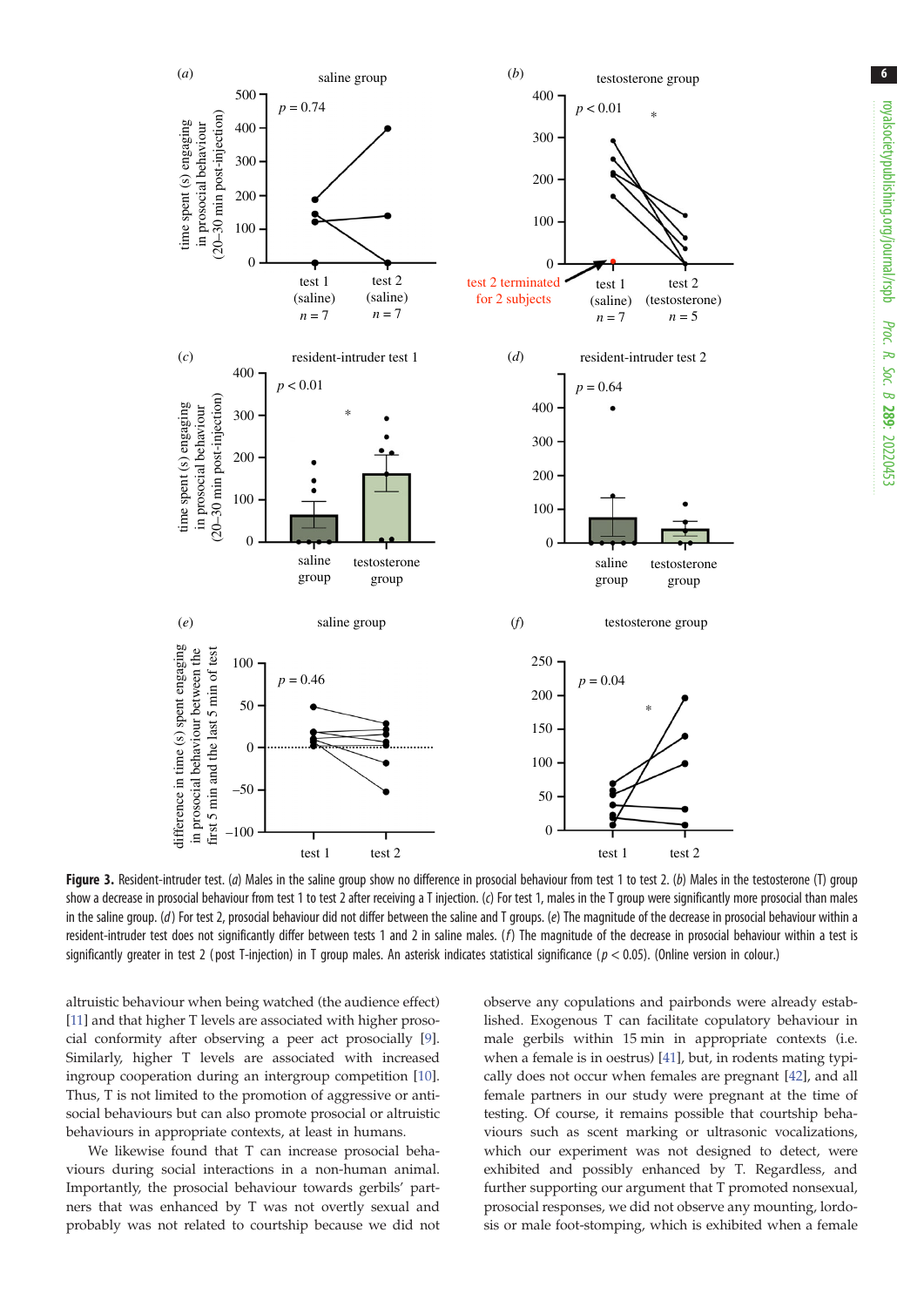**Figure 3.** Resident-intruder test. (*a*) Males in the saline group show no difference in prosocial behaviour from test 1 to test 2. (*b*) Males in the testosterone (T) group show a decrease in prosocial behaviour from test 1 to test 2 after receiving a T injection. (*c*) For test 1, males in the T group were significantly more prosocial than males in the saline group. (*d*) For test 2, prosocial behaviour did not differ between the saline and T groups. (*e*) The magnitude of the decrease in prosocial behaviour within a resident-intruder test does not significantly differ between tests 1 and 2 in saline males. (*f*) The magnitude of the decrease in prosocial behaviour within a test is significantly greater in test 2 (post T-injection) in T group males. An asterisk indicates statistical significance ($p < 0.05$). (Online version in colour.)

altruistic behaviour when being watched (the audience effect) [11] and that higher T levels are associated with higher prosocial conformity after observing a peer act prosocially [9]. Similarly, higher T levels are associated with increased ingroup cooperation during an intergroup competition [10]. Thus, T is not limited to the promotion of aggressive or antisocial behaviours but can also promote prosocial or altruistic behaviours in appropriate contexts, at least in humans.

We likewise found that T can increase prosocial behaviours during social interactions in a non-human animal. Importantly, the prosocial behaviour towards gerbils' partners that was enhanced by T was not overtly sexual and probably was not related to courtship because we did not observe any copulations and pairbonds were already established. Exogenous T can facilitate copulatory behaviour in male gerbils within 15 min in appropriate contexts (i.e. when a female is in oestrus) [41], but, in rodents mating typically does not occur when females are pregnant [42], and all female partners in our study were pregnant at the time of testing. Of course, it remains possible that courtship behaviours such as scent marking or ultrasonic vocalizations, which our experiment was not designed to detect, were exhibited and possibly enhanced by T. Regardless, and further supporting our argument that T promoted nonsexual, prosocial responses, we did not observe any mounting, lordosis or male foot-stomping, which is exhibited when a female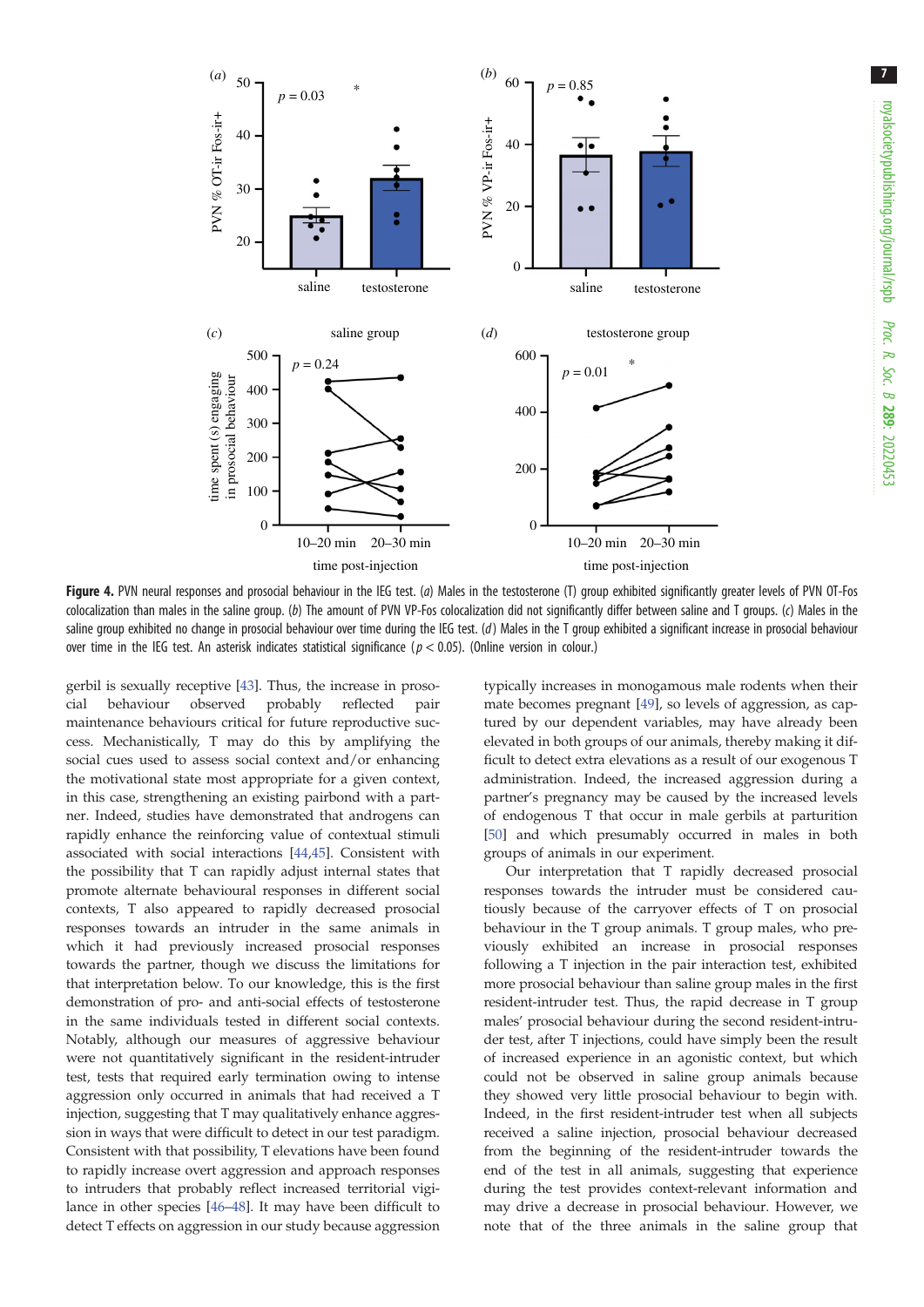**Figure 4.** PVN neural responses and prosocial behaviour in the IEG test. (*a*) Males in the testosterone (T) group exhibited significantly greater levels of PVN OT-Fos colocalization than males in the saline group. (*b*) The amount of PVN VP-Fos colocalization did not significantly differ between saline and T groups. (*c*) Males in the saline group exhibited no change in prosocial behaviour over time during the IEG test. (*d*) Males in the T group exhibited a significant increase in prosocial behaviour over time in the IEG test. An asterisk indicates statistical significance ($p < 0.05$). (Online version in colour.)

gerbil is sexually receptive [43]. Thus, the increase in prosocial behaviour observed probably reflected pair maintenance behaviours critical for future reproductive success. Mechanistically, T may do this by amplifying the social cues used to assess social context and/or enhancing the motivational state most appropriate for a given context, in this case, strengthening an existing pairbond with a partner. Indeed, studies have demonstrated that androgens can rapidly enhance the reinforcing value of contextual stimuli associated with social interactions [44,45]. Consistent with the possibility that T can rapidly adjust internal states that promote alternate behavioural responses in different social contexts, T also appeared to rapidly decreased prosocial responses towards an intruder in the same animals in which it had previously increased prosocial responses towards the partner, though we discuss the limitations for that interpretation below. To our knowledge, this is the first demonstration of pro- and anti-social effects of testosterone in the same individuals tested in different social contexts. Notably, although our measures of aggressive behaviour were not quantitatively significant in the resident-intruder test, tests that required early termination owing to intense aggression only occurred in animals that had received a T injection, suggesting that T may qualitatively enhance aggression in ways that were difficult to detect in our test paradigm. Consistent with that possibility, T elevations have been found to rapidly increase overt aggression and approach responses to intruders that probably reflect increased territorial vigilance in other species [46–48]. It may have been difficult to detect T effects on aggression in our study because aggression typically increases in monogamous male rodents when their mate becomes pregnant [49], so levels of aggression, as captured by our dependent variables, may have already been elevated in both groups of our animals, thereby making it difficult to detect extra elevations as a result of our exogenous T administration. Indeed, the increased aggression during a partner's pregnancy may be caused by the increased levels of endogenous T that occur in male gerbils at parturition [50] and which presumably occurred in males in both groups of animals in our experiment.

Our interpretation that T rapidly decreased prosocial responses towards the intruder must be considered cautiously because of the carryover effects of T on prosocial behaviour in the T group animals. T group males, who previously exhibited an increase in prosocial responses following a T injection in the pair interaction test, exhibited more prosocial behaviour than saline group males in the first resident-intruder test. Thus, the rapid decrease in T group males' prosocial behaviour during the second resident-intruder test, after T injections, could have simply been the result of increased experience in an agonistic context, but which could not be observed in saline group animals because they showed very little prosocial behaviour to begin with. Indeed, in the first resident-intruder test when all subjects received a saline injection, prosocial behaviour decreased from the beginning of the resident-intruder towards the end of the test in all animals, suggesting that experience during the test provides context-relevant information and may drive a decrease in prosocial behaviour. However, we note that of the three animals in the saline group that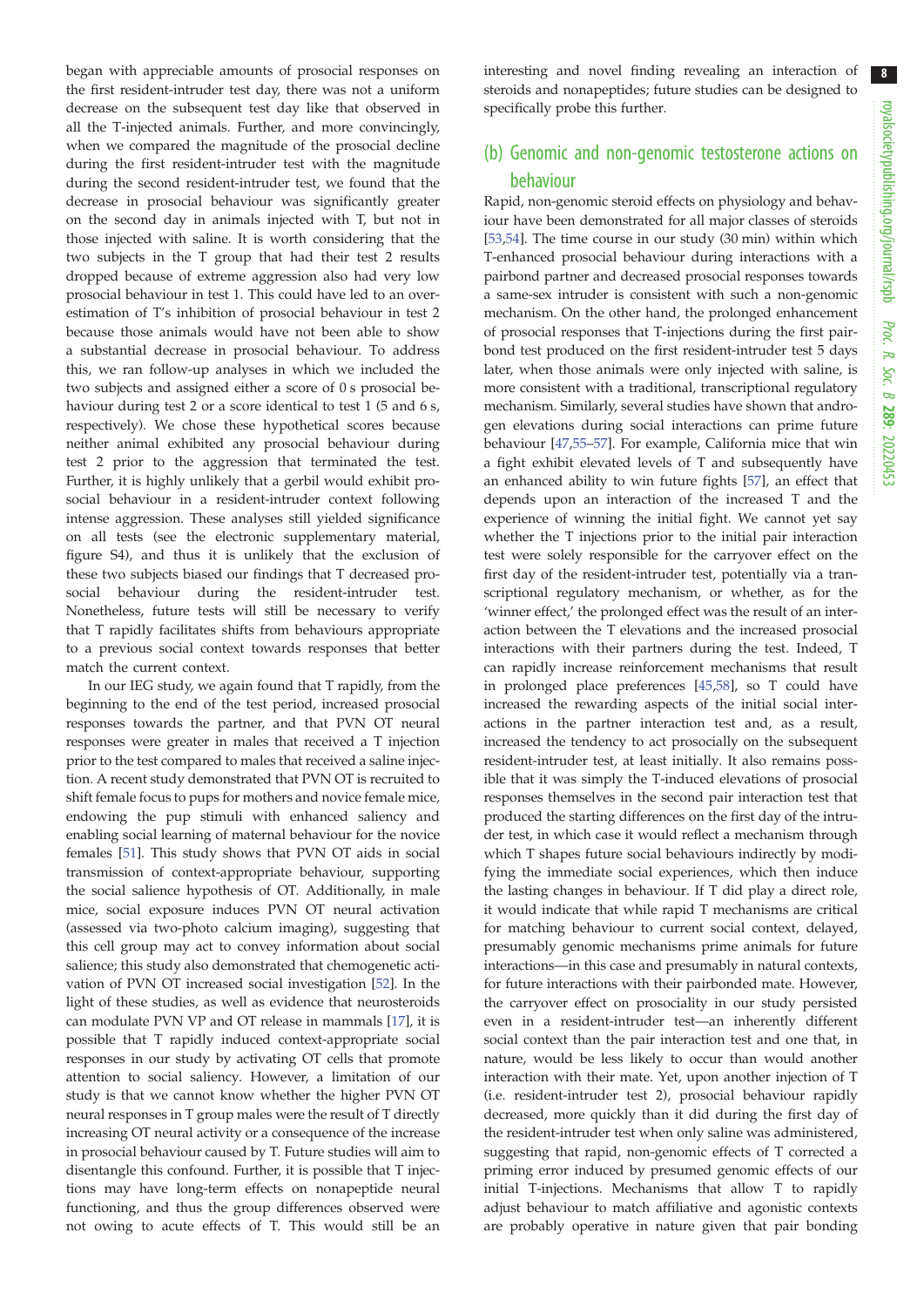began with appreciable amounts of prosocial responses on the first resident-intruder test day, there was not a uniform decrease on the subsequent test day like that observed in all the T-injected animals. Further, and more convincingly, when we compared the magnitude of the prosocial decline during the first resident-intruder test with the magnitude during the second resident-intruder test, we found that the decrease in prosocial behaviour was significantly greater on the second day in animals injected with T, but not in those injected with saline. It is worth considering that the two subjects in the T group that had their test 2 results dropped because of extreme aggression also had very low prosocial behaviour in test 1. This could have led to an over-estimation of T's inhibition of prosocial behaviour in test 2 because those animals would have not been able to show a substantial decrease in prosocial behaviour. To address this, we ran follow-up analyses in which we included the two subjects and assigned either a score of 0 s prosocial behaviour during test 2 or a score identical to test 1 (5 and 6 s, respectively). We chose these hypothetical scores because neither animal exhibited any prosocial behaviour during test 2 prior to the aggression that terminated the test. Further, it is highly unlikely that a gerbil would exhibit prosocial behaviour in a resident-intruder context following intense aggression. These analyses still yielded significance on all tests (see the electronic supplementary material, figure S4), and thus it is unlikely that the exclusion of these two subjects biased our findings that T decreased prosocial behaviour during the resident-intruder test. Nonetheless, future tests will still be necessary to verify that T rapidly facilitates shifts from behaviours appropriate to a previous social context towards responses that better match the current context.

In our IEG study, we again found that T rapidly, from the beginning to the end of the test period, increased prosocial responses towards the partner, and that PVN OT neural responses were greater in males that received a T injection prior to the test compared to males that received a saline injection. A recent study demonstrated that PVN OT is recruited to shift female focus to pups for mothers and novice female mice, endowing the pup stimuli with enhanced saliency and enabling social learning of maternal behaviour for the novice females [51]. This study shows that PVN OT aids in social transmission of context-appropriate behaviour, supporting the social salience hypothesis of OT. Additionally, in male mice, social exposure induces PVN OT neural activation (assessed via two-photo calcium imaging), suggesting that this cell group may act to convey information about social salience; this study also demonstrated that chemogenetic activation of PVN OT increased social investigation [52]. In the light of these studies, as well as evidence that neurosteroids can modulate PVN VP and OT release in mammals [17], it is possible that T rapidly induced context-appropriate social responses in our study by activating OT cells that promote attention to social saliency. However, a limitation of our study is that we cannot know whether the higher PVN OT neural responses in T group males were the result of T directly increasing OT neural activity or a consequence of the increase in prosocial behaviour caused by T. Future studies will aim to disentangle this confound. Further, it is possible that T injections may have long-term effects on nonapeptide neural functioning, and thus the group differences observed were not owing to acute effects of T. This would still be an interesting and novel finding revealing an interaction of steroids and nonapeptides; future studies can be designed to specifically probe this further.

## (b) Genomic and non-genomic testosterone actions on behaviour

Rapid, non-genomic steroid effects on physiology and behaviour have been demonstrated for all major classes of steroids [53,54]. The time course in our study (30 min) within which T-enhanced prosocial behaviour during interactions with a pairbond partner and decreased prosocial responses towards a same-sex intruder is consistent with such a non-genomic mechanism. On the other hand, the prolonged enhancement of prosocial responses that T-injections during the first pairbond test produced on the first resident-intruder test 5 days later, when those animals were only injected with saline, is more consistent with a traditional, transcriptional regulatory mechanism. Similarly, several studies have shown that androgen elevations during social interactions can prime future behaviour [47,55–57]. For example, California mice that win a fight exhibit elevated levels of T and subsequently have an enhanced ability to win future fights [57], an effect that depends upon an interaction of the increased T and the experience of winning the initial fight. We cannot yet say whether the T injections prior to the initial pair interaction test were solely responsible for the carryover effect on the first day of the resident-intruder test, potentially via a transcriptional regulatory mechanism, or whether, as for the 'winner effect,' the prolonged effect was the result of an interaction between the T elevations and the increased prosocial interactions with their partners during the test. Indeed, T can rapidly increase reinforcement mechanisms that result in prolonged place preferences [45,58], so T could have increased the rewarding aspects of the initial social interactions in the partner interaction test and, as a result, increased the tendency to act prosocially on the subsequent resident-intruder test, at least initially. It also remains possible that it was simply the T-induced elevations of prosocial responses themselves in the second pair interaction test that produced the starting differences on the first day of the intruder test, in which case it would reflect a mechanism through which T shapes future social behaviours indirectly by modifying the immediate social experiences, which then induce the lasting changes in behaviour. If T did play a direct role, it would indicate that while rapid T mechanisms are critical for matching behaviour to current social context, delayed, presumably genomic mechanisms prime animals for future interactions—in this case and presumably in natural contexts, for future interactions with their pairbonded mate. However, the carryover effect on prosociality in our study persisted even in a resident-intruder test—an inherently different social context than the pair interaction test and one that, in nature, would be less likely to occur than would another interaction with their mate. Yet, upon another injection of T (i.e. resident-intruder test 2), prosocial behaviour rapidly decreased, more quickly than it did during the first day of the resident-intruder test when only saline was administered, suggesting that rapid, non-genomic effects of T corrected a priming error induced by presumed genomic effects of our initial T-injections. Mechanisms that allow T to rapidly adjust behaviour to match affiliative and agonistic contexts are probably operative in nature given that pair bonding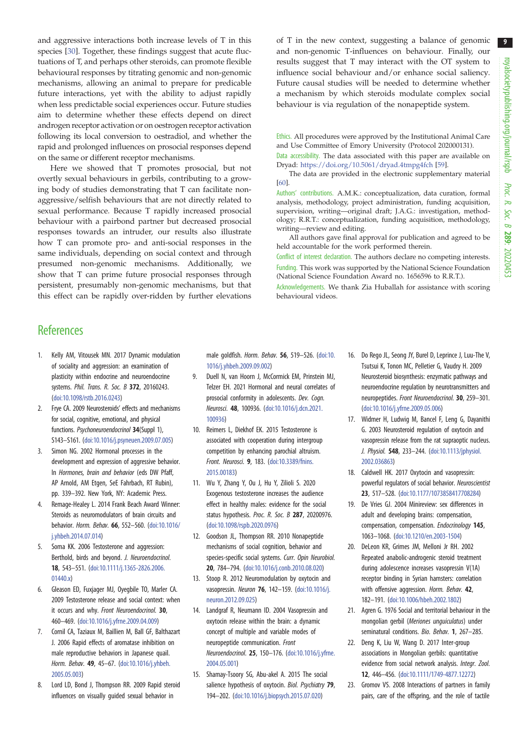and aggressive interactions both increase levels of T in this species [30]. Together, these findings suggest that acute fluctuations of T, and perhaps other steroids, can promote flexible behavioural responses by titrating genomic and non-genomic mechanisms, allowing an animal to prepare for predicable future interactions, yet with the ability to adjust rapidly when less predictable social experiences occur. Future studies aim to determine whether these effects depend on direct androgen receptor activation or on oestrogen receptor activation following its local conversion to oestradiol, and whether the rapid and prolonged influences on prosocial responses depend on the same or different receptor mechanisms.

Here we showed that T promotes prosocial, but not overtly sexual behaviours in gerbils, contributing to a growing body of studies demonstrating that T can facilitate non-aggressive/selfish behaviours that are not directly related to sexual performance. Because T rapidly increased prosocial behaviour with a pairbond partner but decreased prosocial responses towards an intruder, our results also illustrate how T can promote pro- and anti-social responses in the same individuals, depending on social context and through presumed non-genomic mechanisms. Additionally, we show that T can prime future prosocial responses through persistent, presumably non-genomic mechanisms, but that this effect can be rapidly over-ridden by further elevations of T in the new context, suggesting a balance of genomic and non-genomic T-influences on behaviour. Finally, our results suggest that T may interact with the OT system to influence social behaviour and/or enhance social saliency. Future causal studies will be needed to determine whether a mechanism by which steroids modulate complex social behaviour is via regulation of the nonapeptide system.

Ethics. All procedures were approved by the Institutional Animal Care and Use Committee of Emory University (Protocol 202000131).

Data accessibility. The data associated with this paper are available on Dryad: https://doi.org/10.5061/dryad.4tmpg4fch [59].

The data are provided in the electronic supplementary material [60].

Authors' contributions. A.M.K.: conceptualization, data curation, formal analysis, methodology, project administration, funding acquisition, supervision, writing—original draft; J.A.G.: investigation, methodology; R.R.T.: conceptualization, funding acquisition, methodology, writing—review and editing.

All authors gave final approval for publication and agreed to be held accountable for the work performed therein.

Conflict of interest declaration. The authors declare no competing interests.

Funding. This work was supported by the National Science Foundation (National Science Foundation Award no. 1656596 to R.R.T.).

Acknowledgements. We thank Zia Huballah for assistance with scoring behavioural videos.

# References

1. Kelly AM, Vitousek MN. 2017 Dynamic modulation of sociality and aggression: an examination of plasticity within endocrine and neuroendocrine systems. *Phil. Trans. R. Soc. B* **372**, 20160243. (doi:10.1098/rstb.2016.0243)
2. Frye CA. 2009 Neurosteroids' effects and mechanisms for social, cognitive, emotional, and physical functions. *Psychoneuroendocrinol* **34**(Suppl 1), S143–S161. (doi:10.1016/j.psyneuen.2009.07.005)
3. Simon NG. 2002 Hormonal processes in the development and expression of aggressive behavior. In *Hormones, brain and behavior* (eds DW Pfaff, AP Arnold, AM Etgen, SeE Fahrbach, RT Rubin), pp. 339–392. New York, NY: Academic Press.
4. Remage-Healey L. 2014 Frank Beach Award Winner: Steroids as neuromodulators of brain circuits and behavior. *Horm. Behav.* **66**, 552–560. (doi:10.1016/j.yhbeh.2014.07.014)
5. Soma KK. 2006 Testosterone and aggression: Berthold, birds and beyond. *J. Neuroendocrinol.* **18**, 543–551. (doi:10.1111/j.1365-2826.2006.01440.x)
6. Gleason ED, Fuxjager MJ, Oyegbile TO, Marler CA. 2009 Testosterone release and social context: when it occurs and why. *Front Neuroendocrinol.* **30**, 460–469. (doi:10.1016/j.yfrne.2009.04.009)
7. Cornil CA, Taziaux M, Baillien M, Ball GF, Balthazart J. 2006 Rapid effects of aromatase inhibition on male reproductive behaviors in Japanese quail. *Horm. Behav.* **49**, 45–67. (doi:10.1016/j.yhbeh.2005.05.003)
8. Lord LD, Bond J, Thompson RR. 2009 Rapid steroid influences on visually guided sexual behavior in male goldfish. *Horm. Behav.* **56**, 519–526. (doi:10.1016/j.yhbeh.2009.09.002)
9. Duell N, van Hoorn J, McCormick EM, Prinstein MJ, Telzer EH. 2021 Hormonal and neural correlates of prosocial conformity in adolescents. *Dev. Cogn. Neurosci.* **48**, 100936. (doi:10.1016/j.dcn.2021.100936)
10. Reimers L, Diekhof EK. 2015 Testosterone is associated with cooperation during intergroup competition by enhancing parochial altruism. *Front. Neurosci.* **9**, 183. (doi:10.3389/fnins.2015.00183)
11. Wu Y, Zhang Y, Ou J, Hu Y, Zilioli S. 2020 Exogenous testosterone increases the audience effect in healthy males: evidence for the social status hypothesis. *Proc. R. Soc. B* **287**, 20200976. (doi:10.1098/rspb.2020.0976)
12. Goodson JL, Thompson RR. 2010 Nonapeptide mechanisms of social cognition, behavior and species-specific social systems. *Curr. Opin Neurobiol.* **20**, 784–794. (doi:10.1016/j.conb.2010.08.020)
13. Stoop R. 2012 Neuromodulation by oxytocin and vasopressin. *Neuron* **76**, 142–159. (doi:10.1016/j.neuron.2012.09.025)
14. Landgraf R, Neumann ID. 2004 Vasopressin and oxytocin release within the brain: a dynamic concept of multiple and variable modes of neuropeptide communication. *Front Neuroendocrinol.* **25**, 150–176. (doi:10.1016/j.yfrne.2004.05.001)
15. Shamay-Tsoory SG, Abu-akel A. 2015 The social salience hypothesis of oxytocin. *Biol. Psychiatry* **79**, 194–202. (doi:10.1016/j.biopsych.2015.07.020)
16. Do Rego JL, Seong JY, Burel D, Leprince J, Luu-The V, Tsutsui K, Tonon MC, Pelletier G, Vaudry H. 2009 Neurosteroid biosynthesis: enzymatic pathways and neuroendocrine regulation by neurotransmitters and neuropeptides. *Front Neuroendocrinol.* **30**, 259–301. (doi:10.1016/j.yfrne.2009.05.006)
17. Widmer H, Ludwig M, Bancel F, Leng G, Dayanithi G. 2003 Neurosteroid regulation of oxytocin and vasopressin release from the rat supraoptic nucleus. *J. Physiol.* **548**, 233–244. (doi:10.1113/jphysiol.2002.036863)
18. Caldwell HK. 2017 Oxytocin and vasopressin: powerful regulators of social behavior. *Neuroscientist* **23**, 517–528. (doi:10.1177/1073858417708284)
19. De Vries GJ. 2004 Minireview: sex differences in adult and developing brains: compensation, compensation, compensation. *Endocrinology* **145**, 1063–1068. (doi:10.1210/en.2003-1504)
20. DeLeon KR, Grimes JM, Melloni Jr RH. 2002 Repeated anabolic-androgenic steroid treatment during adolescence increases vasopressin V(1A) receptor binding in Syrian hamsters: correlation with offensive aggression. *Horm. Behav.* **42**, 182–191. (doi:10.1006/hbeh.2002.1802)
21. Agren G. 1976 Social and territorial behaviour in the mongolian gerbil (*Meriones unguiculatus*) under seminatural conditions. *Bio. Behav.* **1**, 267–285.
22. Deng K, Liu W, Wang D. 2017 Inter-group associations in Mongolian gerbils: quantitative evidence from social network analysis. *Integr. Zool.* **12**, 446–456. (doi:10.1111/1749-4877.12272)
23. Gromov VS. 2008 Interactions of partners in family pairs, care of the offspring, and the role of tactile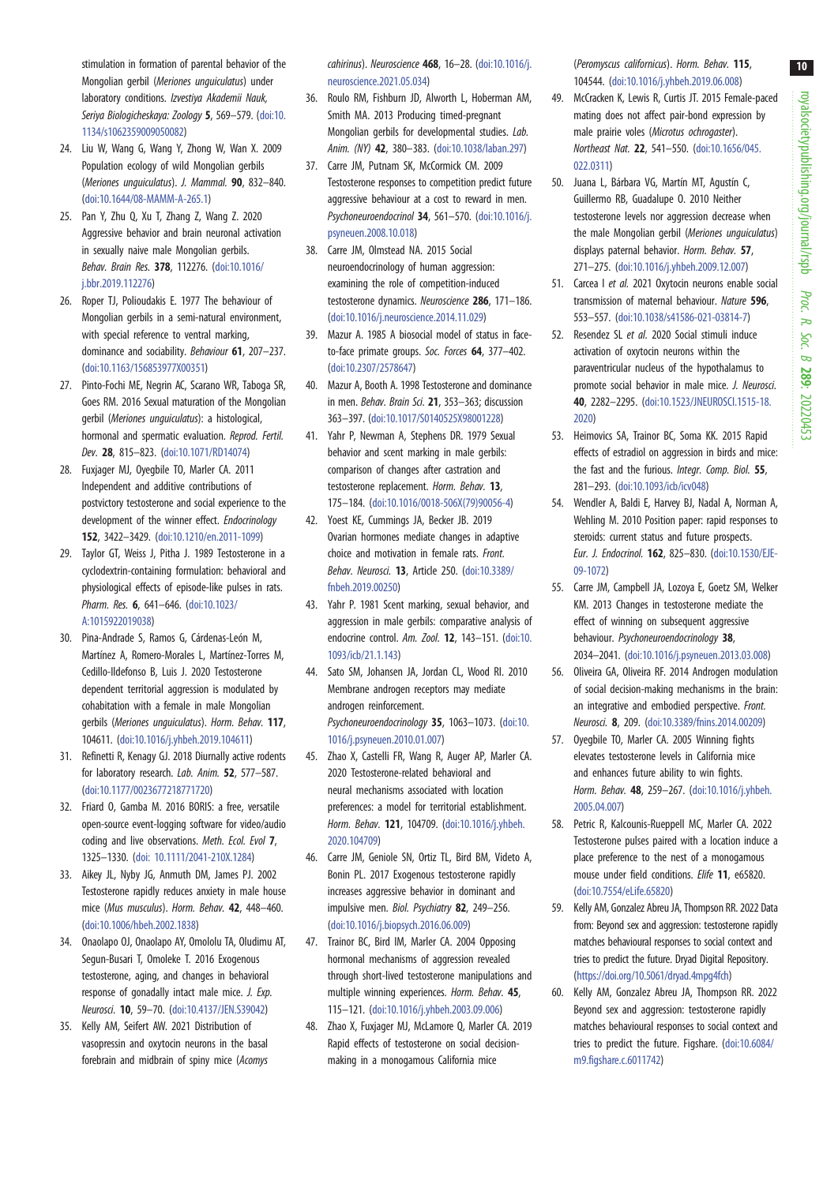stimulation in formation of parental behavior of the Mongolian gerbil (*Meriones unguiculatus*) under laboratory conditions. *Izvestiya Akademii Nauk, Seriya Biologicheskaya: Zoology* **5**, 569–579. (doi:10.1134/s1062359009050082)

24. Liu W, Wang G, Wang Y, Zhong W, Wan X. 2009 Population ecology of wild Mongolian gerbils (*Meriones unguiculatus*). *J. Mammal.* **90**, 832–840. (doi:10.1644/08-MAMM-A-265.1)
25. Pan Y, Zhu Q, Xu T, Zhang Z, Wang Z. 2020 Aggressive behavior and brain neuronal activation in sexually naive male Mongolian gerbils. *Behav. Brain Res.* **378**, 112276. (doi:10.1016/j.bbr.2019.112276)
26. Roper TJ, Polioudakis E. 1977 The behaviour of Mongolian gerbils in a semi-natural environment, with special reference to ventral marking, dominance and sociability. *Behaviour* **61**, 207–237. (doi:10.1163/156853977X00351)
27. Pinto-Fochi ME, Negrin AC, Scarano WR, Taboga SR, Goes RM. 2016 Sexual maturation of the Mongolian gerbil (*Meriones unguiculatus*): a histological, hormonal and spermatic evaluation. *Reprod. Fertil. Dev.* **28**, 815–823. (doi:10.1071/RD14074)
28. Fuxjager MJ, Oyegbile TO, Marler CA. 2011 Independent and additive contributions of postvictory testosterone and social experience to the development of the winner effect. *Endocrinology* **152**, 3422–3429. (doi:10.1210/en.2011-1099)
29. Taylor GT, Weiss J, Pitha J. 1989 Testosterone in a cyclodextrin-containing formulation: behavioral and physiological effects of episode-like pulses in rats. *Pharm. Res.* **6**, 641–646. (doi:10.1023/A:1015922019038)
30. Pina-Andrade S, Ramos G, Cárdenas-León M, Martínez A, Romero-Morales L, Martínez-Torres M, Cedillo-Ildefonso B, Luis J. 2020 Testosterone dependent territorial aggression is modulated by cohabitation with a female in male Mongolian gerbils (*Meriones unguiculatus*). *Horm. Behav.* **117**, 104611. (doi:10.1016/j.yhbeh.2019.104611)
31. Refinetti R, Kenagy GJ. 2018 Diurnally active rodents for laboratory research. *Lab. Anim.* **52**, 577–587. (doi:10.1177/0023677218771720)
32. Friard O, Gamba M. 2016 BORIS: a free, versatile open-source event-logging software for video/audio coding and live observations. *Meth. Ecol. Evol* **7**, 1325–1330. (doi: 10.1111/2041-210X.1284)
33. Aikey JL, Nyby JG, Anmuth DM, James PJ. 2002 Testosterone rapidly reduces anxiety in male house mice (*Mus musculus*). *Horm. Behav.* **42**, 448–460. (doi:10.1006/hbeh.2002.1838)
34. Onaolapo OJ, Onaolapo AY, Omololu TA, Oludimu AT, Segun-Busari T, Omoleke T. 2016 Exogenous testosterone, aging, and changes in behavioral response of gonadally intact male mice. *J. Exp. Neurosci.* **10**, 59–70. (doi:10.4137/JEN.S39042)
35. Kelly AM, Seifert AW. 2021 Distribution of vasopressin and oxytocin neurons in the basal forebrain and midbrain of spiny mice (*Acomys cahirinus*). *Neuroscience* **468**, 16–28. (doi:10.1016/j.neuroscience.2021.05.034)
36. Roulo RM, Fishburn JD, Alworth L, Hoberman AM, Smith MA. 2013 Producing timed-pregnant Mongolian gerbils for developmental studies. *Lab. Anim. (NY)* **42**, 380–383. (doi:10.1038/laban.297)
37. Carre JM, Putnam SK, McCormick CM. 2009 Testosterone responses to competition predict future aggressive behaviour at a cost to reward in men. *Psychoneuroendocrinol* **34**, 561–570. (doi:10.1016/j.psyneuen.2008.10.018)
38. Carre JM, Olmstead NA. 2015 Social neuroendocrinology of human aggression: examining the role of competition-induced testosterone dynamics. *Neuroscience* **286**, 171–186. (doi:10.1016/j.neuroscience.2014.11.029)
39. Mazur A. 1985 A biosocial model of status in face-to-face primate groups. *Soc. Forces* **64**, 377–402. (doi:10.2307/2578647)
40. Mazur A, Booth A. 1998 Testosterone and dominance in men. *Behav. Brain Sci.* **21**, 353–363; discussion 363–397. (doi:10.1017/S0140525X98001228)
41. Yahr P, Newman A, Stephens DR. 1979 Sexual behavior and scent marking in male gerbils: comparison of changes after castration and testosterone replacement. *Horm. Behav.* **13**, 175–184. (doi:10.1016/0018-506X(79)90056-4)
42. Yoest KE, Cummings JA, Becker JB. 2019 Ovarian hormones mediate changes in adaptive choice and motivation in female rats. *Front. Behav. Neurosci.* **13**, Article 250. (doi:10.3389/fnbeh.2019.00250)
43. Yahr P. 1981 Scent marking, sexual behavior, and aggression in male gerbils: comparative analysis of endocrine control. *Am. Zool.* **12**, 143–151. (doi:10.1093/icb/21.1.143)
44. Sato SM, Johansen JA, Jordan CL, Wood RI. 2010 Membrane androgen receptors may mediate androgen reinforcement. *Psychoneuroendocrinology* **35**, 1063–1073. (doi:10.1016/j.psyneuen.2010.01.007)
45. Zhao X, Castelli FR, Wang R, Auger AP, Marler CA. 2020 Testosterone-related behavioral and neural mechanisms associated with location preferences: a model for territorial establishment. *Horm. Behav.* **121**, 104709. (doi:10.1016/j.yhbeh.2020.104709)
46. Carre JM, Geniole SN, Ortiz TL, Bird BM, Videto A, Bonin PL. 2017 Exogenous testosterone rapidly increases aggressive behavior in dominant and impulsive men. *Biol. Psychiatry* **82**, 249–256. (doi:10.1016/j.biopsych.2016.06.009)
47. Trainor BC, Bird IM, Marler CA. 2004 Opposing hormonal mechanisms of aggression revealed through short-lived testosterone manipulations and multiple winning experiences. *Horm. Behav.* **45**, 115–121. (doi:10.1016/j.yhbeh.2003.09.006)
48. Zhao X, Fuxjager MJ, McLamore Q, Marler CA. 2019 Rapid effects of testosterone on social decision-making in a monogamous California mice (*Peromyscus californicus*). *Horm. Behav.* **115**, 104544. (doi:10.1016/j.yhbeh.2019.06.008)
49. McCracken K, Lewis R, Curtis JT. 2015 Female-paced mating does not affect pair-bond expression by male prairie voles (*Microtus ochrogaster*). *Northeast Nat.* **22**, 541–550. (doi:10.1656/045.022.0311)
50. Juana L, Bárbara VG, Martín MT, Agustín C, Guillermo RB, Guadalupe O. 2010 Neither testosterone levels nor aggression decrease when the male Mongolian gerbil (*Meriones unguiculatus*) displays paternal behavior. *Horm. Behav.* **57**, 271–275. (doi:10.1016/j.yhbeh.2009.12.007)
51. Carcea I *et al.* 2021 Oxytocin neurons enable social transmission of maternal behaviour. *Nature* **596**, 553–557. (doi:10.1038/s41586-021-03814-7)
52. Resendez SL *et al.* 2020 Social stimuli induce activation of oxytocin neurons within the paraventricular nucleus of the hypothalamus to promote social behavior in male mice. *J. Neurosci.* **40**, 2282–2295. (doi:10.1523/JNEUROSCI.1515-18.2020)
53. Heimovics SA, Trainor BC, Soma KK. 2015 Rapid effects of estradiol on aggression in birds and mice: the fast and the furious. *Integr. Comp. Biol.* **55**, 281–293. (doi:10.1093/icb/icv048)
54. Wendler A, Baldi E, Harvey BJ, Nadal A, Norman A, Wehling M. 2010 Position paper: rapid responses to steroids: current status and future prospects. *Eur. J. Endocrinol.* **162**, 825–830. (doi:10.1530/EJE-09-1072)
55. Carre JM, Campbell JA, Lozoya E, Goetz SM, Welker KM. 2013 Changes in testosterone mediate the effect of winning on subsequent aggressive behaviour. *Psychoneuroendocrinology* **38**, 2034–2041. (doi:10.1016/j.psyneuen.2013.03.008)
56. Oliveira GA, Oliveira RF. 2014 Androgen modulation of social decision-making mechanisms in the brain: an integrative and embodied perspective. *Front. Neurosci.* **8**, 209. (doi:10.3389/fnins.2014.00209)
57. Oyegbile TO, Marler CA. 2005 Winning fights elevates testosterone levels in California mice and enhances future ability to win fights. *Horm. Behav.* **48**, 259–267. (doi:10.1016/j.yhbeh.2005.04.007)
58. Petric R, Kalcounis-Rueppell MC, Marler CA. 2022 Testosterone pulses paired with a location induce a place preference to the nest of a monogamous mouse under field conditions. *Elife* **11**, e65820. (doi:10.7554/eLife.65820)
59. Kelly AM, Gonzalez Abreu JA, Thompson RR. 2022 Data from: Beyond sex and aggression: testosterone rapidly matches behavioural responses to social context and tries to predict the future. Dryad Digital Repository. (https://doi.org/10.5061/dryad.4mpg4fch)
60. Kelly AM, Gonzalez Abreu JA, Thompson RR. 2022 Beyond sex and aggression: testosterone rapidly matches behavioural responses to social context and tries to predict the future. Figshare. (doi:10.6084/m9.figshare.c.6011742)